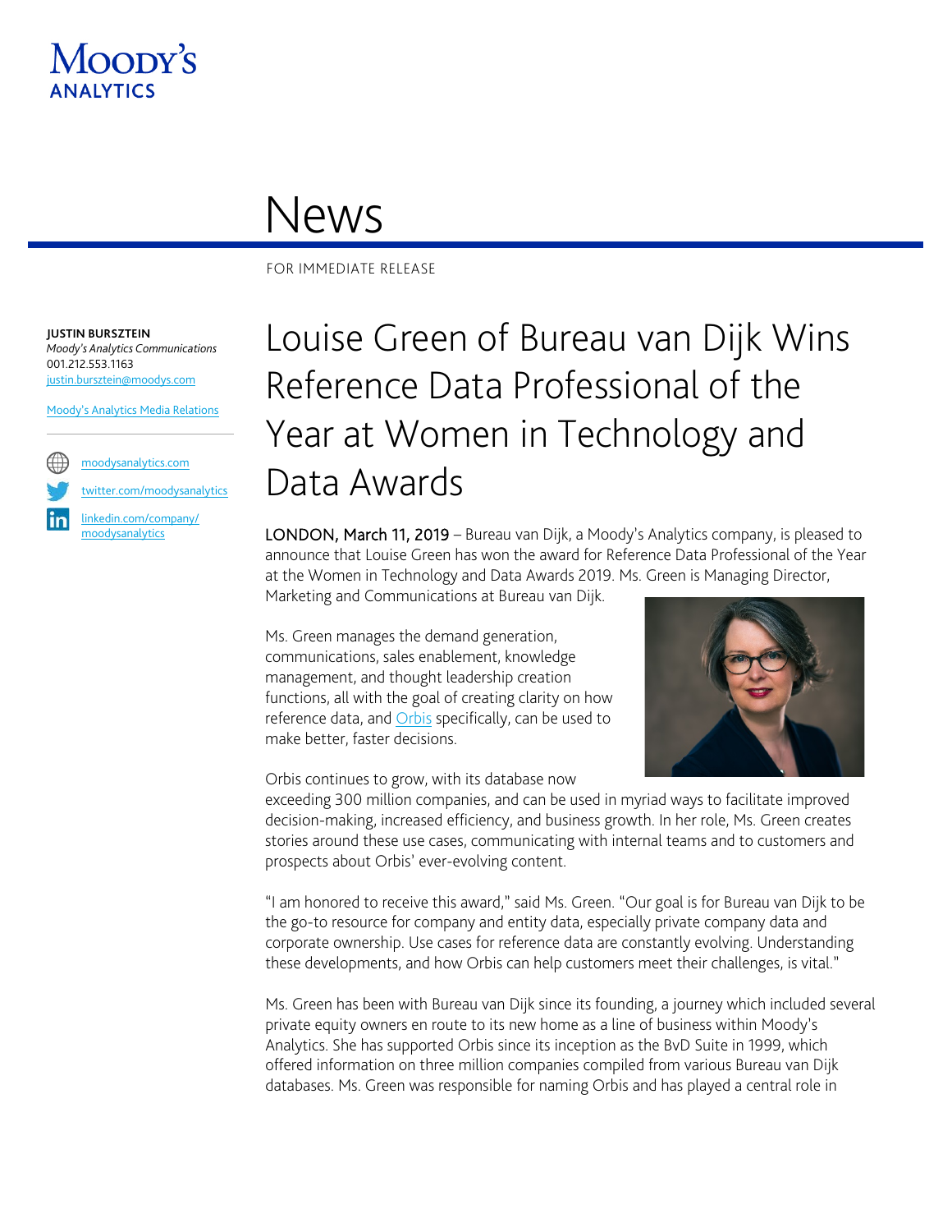Moody's Analytics

# News

FOR IMMEDIATE RELEASE

**JUSTIN BURSZTEIN**
*Moody's Analytics Communications*
001.212.553.1163
justin.bursztein@moodys.com

Moody's Analytics Media Relations

moodysanalytics.com
twitter.com/moodysanalytics
linkedin.com/company/moodysanalytics

# Louise Green of Bureau van Dijk Wins Reference Data Professional of the Year at Women in Technology and Data Awards

**LONDON, March 11, 2019** – Bureau van Dijk, a Moody's Analytics company, is pleased to announce that Louise Green has won the award for Reference Data Professional of the Year at the Women in Technology and Data Awards 2019. Ms. Green is Managing Director, Marketing and Communications at Bureau van Dijk.

Ms. Green manages the demand generation, communications, sales enablement, knowledge management, and thought leadership creation functions, all with the goal of creating clarity on how reference data, and Orbis specifically, can be used to make better, faster decisions.

Orbis continues to grow, with its database now exceeding 300 million companies, and can be used in myriad ways to facilitate improved decision-making, increased efficiency, and business growth. In her role, Ms. Green creates stories around these use cases, communicating with internal teams and to customers and prospects about Orbis' ever-evolving content.

"I am honored to receive this award," said Ms. Green. "Our goal is for Bureau van Dijk to be the go-to resource for company and entity data, especially private company data and corporate ownership. Use cases for reference data are constantly evolving. Understanding these developments, and how Orbis can help customers meet their challenges, is vital."

Ms. Green has been with Bureau van Dijk since its founding, a journey which included several private equity owners en route to its new home as a line of business within Moody's Analytics. She has supported Orbis since its inception as the BvD Suite in 1999, which offered information on three million companies compiled from various Bureau van Dijk databases. Ms. Green was responsible for naming Orbis and has played a central role in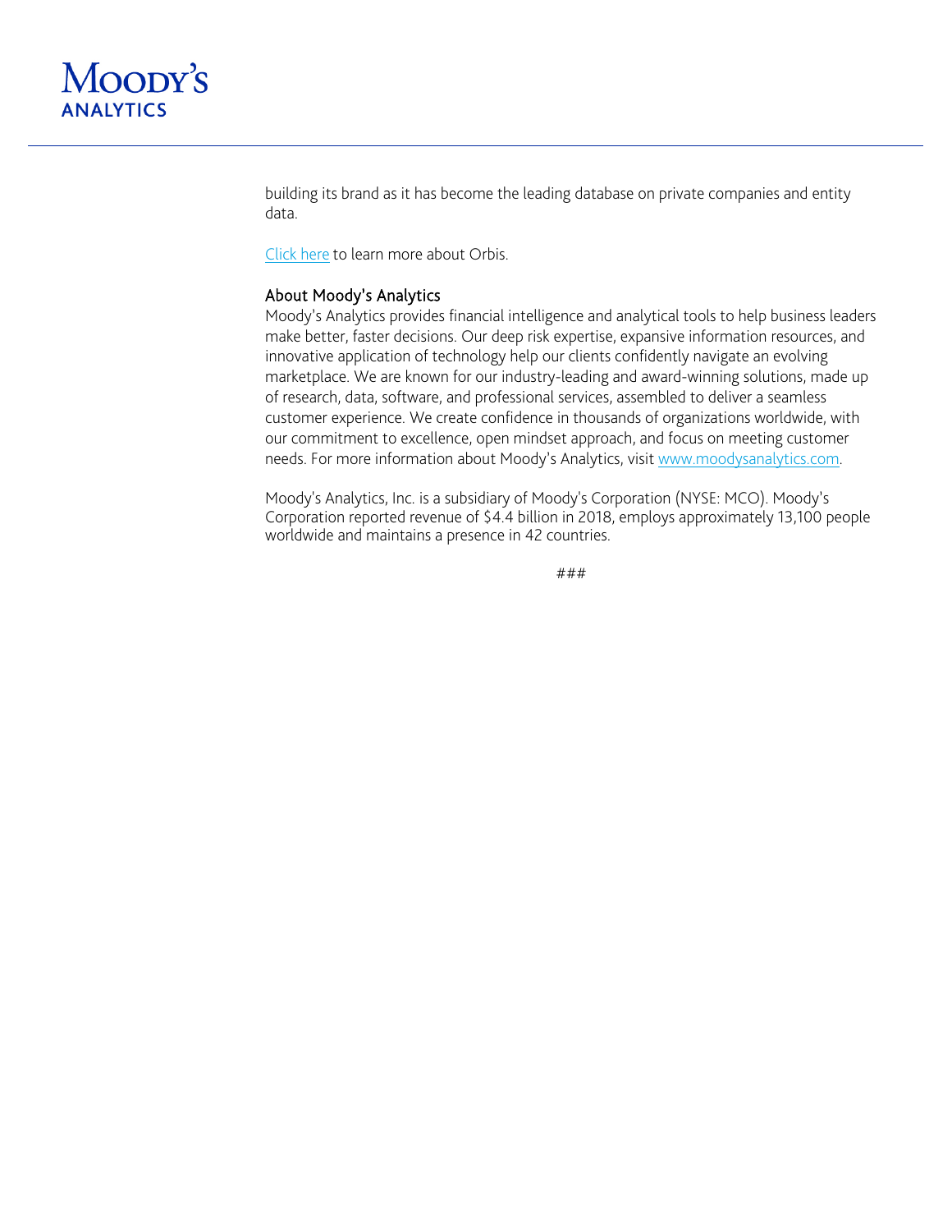building its brand as it has become the leading database on private companies and entity data.

Click here to learn more about Orbis.

## About Moody's Analytics

Moody's Analytics provides financial intelligence and analytical tools to help business leaders make better, faster decisions. Our deep risk expertise, expansive information resources, and innovative application of technology help our clients confidently navigate an evolving marketplace. We are known for our industry-leading and award-winning solutions, made up of research, data, software, and professional services, assembled to deliver a seamless customer experience. We create confidence in thousands of organizations worldwide, with our commitment to excellence, open mindset approach, and focus on meeting customer needs. For more information about Moody's Analytics, visit www.moodysanalytics.com.

Moody's Analytics, Inc. is a subsidiary of Moody's Corporation (NYSE: MCO). Moody's Corporation reported revenue of $4.4 billion in 2018, employs approximately 13,100 people worldwide and maintains a presence in 42 countries.

###